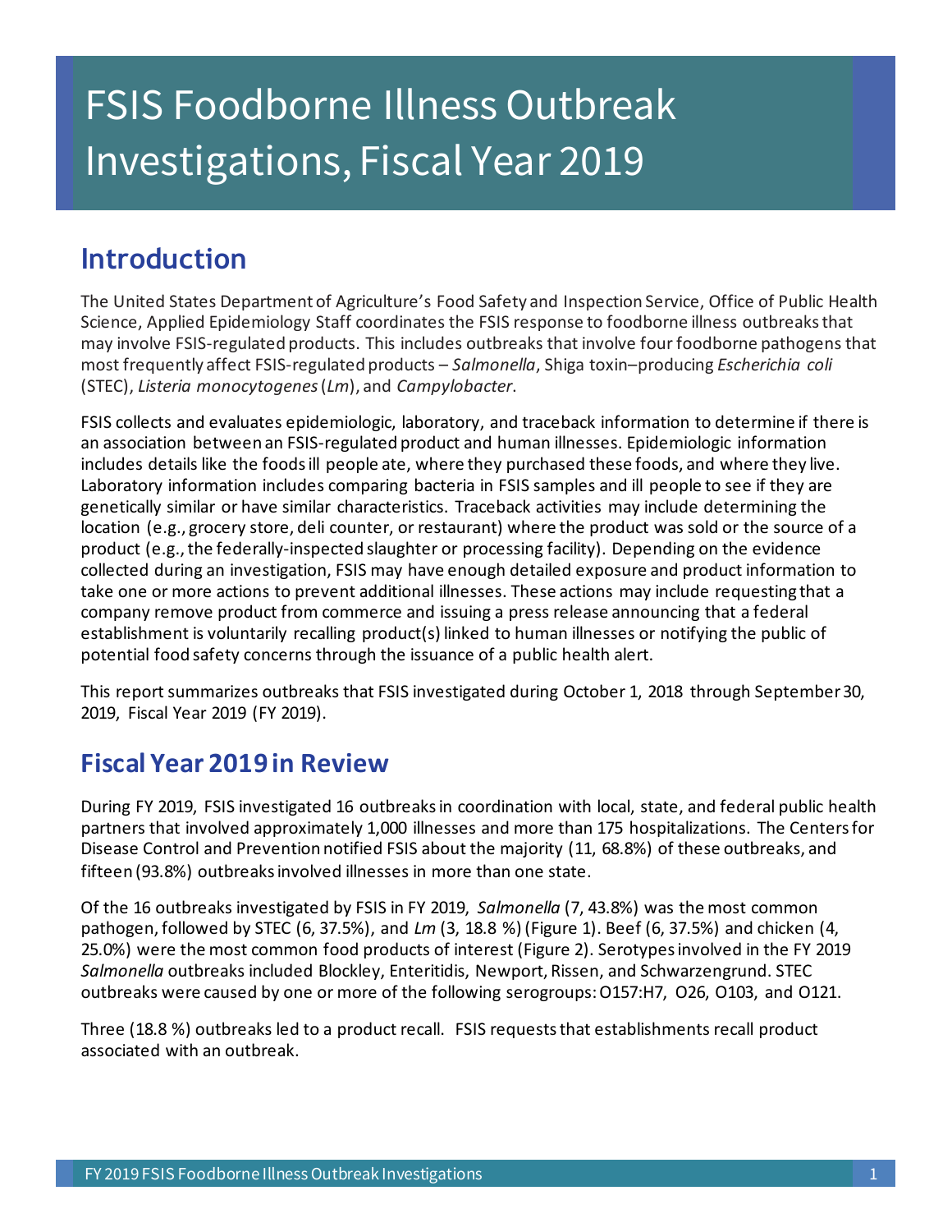# FSIS Foodborne Illness Outbreak Investigations, Fiscal Year 2019

## Introduction

The United States Department of Agriculture's Food Safety and Inspection Service, Office of Public Health Science, Applied Epidemiology Staff coordinates the FSIS response to foodborne illness outbreaks that may involve FSIS-regulated products. This includes outbreaks that involve four foodborne pathogens that most frequently affect FSIS-regulated products – *Salmonella*, Shiga toxin–producing *Escherichia coli* (STEC), *Listeria monocytogenes* (*Lm*), and *Campylobacter*.

FSIS collects and evaluates epidemiologic, laboratory, and traceback information to determine if there is an association between an FSIS-regulated product and human illnesses. Epidemiologic information includes details like the foods ill people ate, where they purchased these foods, and where they live. Laboratory information includes comparing bacteria in FSIS samples and ill people to see if they are genetically similar or have similar characteristics. Traceback activities may include determining the location (e.g., grocery store, deli counter, or restaurant) where the product was sold or the source of a product (e.g., the federally-inspected slaughter or processing facility). Depending on the evidence collected during an investigation, FSIS may have enough detailed exposure and product information to take one or more actions to prevent additional illnesses. These actions may include requesting that a company remove product from commerce and issuing a press release announcing that a federal establishment is voluntarily recalling product(s) linked to human illnesses or notifying the public of potential food safety concerns through the issuance of a public health alert.

This report summarizes outbreaks that FSIS investigated during October 1, 2018 through September 30, 2019, Fiscal Year 2019 (FY 2019).

## Fiscal Year 2019 in Review

During FY 2019, FSIS investigated 16 outbreaks in coordination with local, state, and federal public health partners that involved approximately 1,000 illnesses and more than 175 hospitalizations. The Centers for Disease Control and Prevention notified FSIS about the majority (11, 68.8%) of these outbreaks, and fifteen (93.8%) outbreaks involved illnesses in more than one state.

Of the 16 outbreaks investigated by FSIS in FY 2019, *Salmonella* (7, 43.8%) was the most common pathogen, followed by STEC (6, 37.5%), and *Lm* (3, 18.8 %) (Figure 1). Beef (6, 37.5%) and chicken (4, 25.0%) were the most common food products of interest (Figure 2). Serotypes involved in the FY 2019 *Salmonella* outbreaks included Blockley, Enteritidis, Newport, Rissen, and Schwarzengrund. STEC outbreaks were caused by one or more of the following serogroups: O157:H7, O26, O103, and O121.

Three (18.8 %) outbreaks led to a product recall. FSIS requests that establishments recall product associated with an outbreak.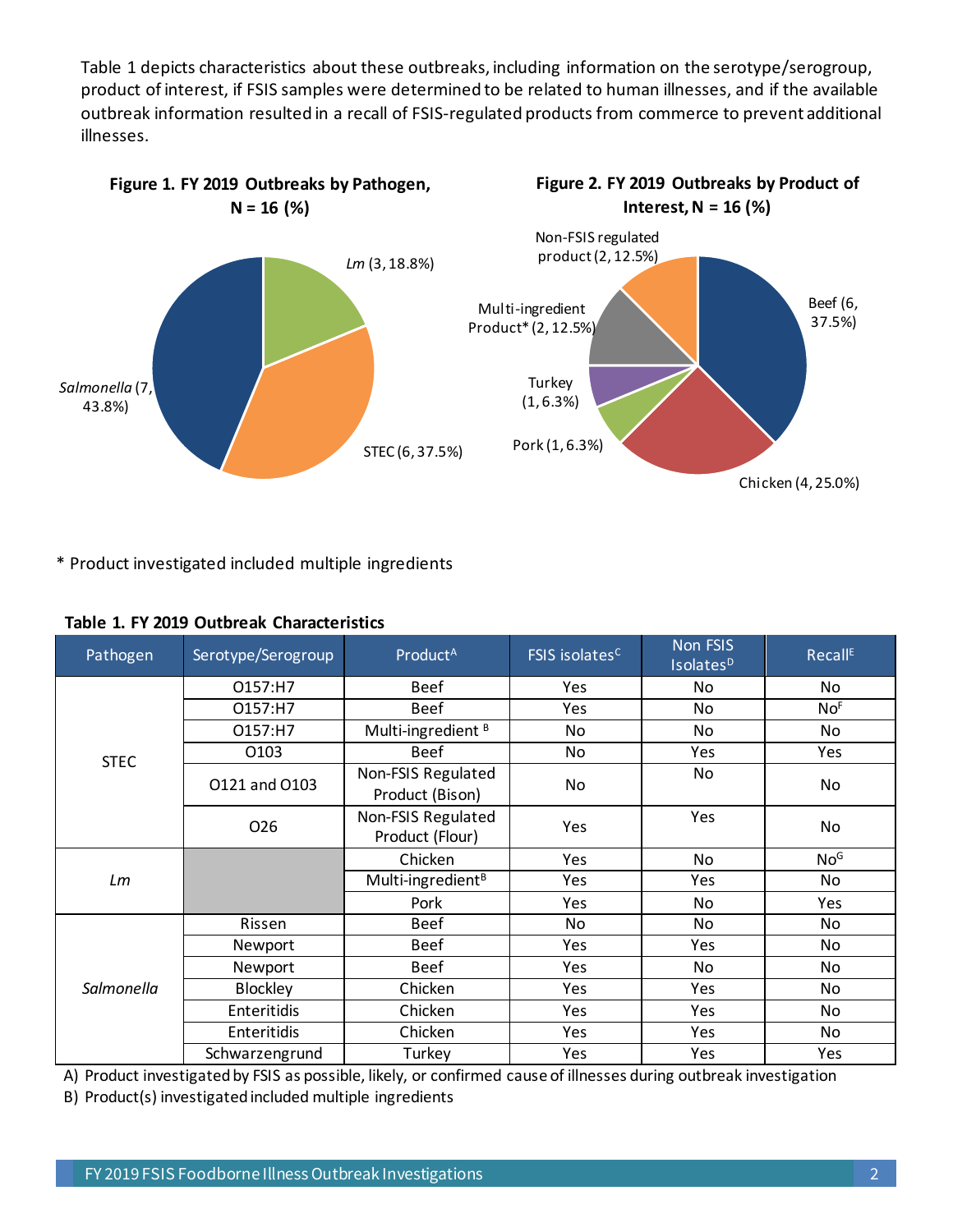Table 1 depicts characteristics about these outbreaks, including information on the serotype/serogroup, product of interest, if FSIS samples were determined to be related to human illnesses, and if the available outbreak information resulted in a recall of FSIS-regulated products from commerce to prevent additional illnesses.

**Figure 1. FY 2019 Outbreaks by Pathogen, N = 16 (%)**

*Lm* (3, 18.8%)

STEC (6, 37.5%)

*Salmonella* (7, 43.8%)

**Figure 2. FY 2019 Outbreaks by Product of Interest, N = 16 (%)**

Non-FSIS regulated product (2, 12.5%)

Beef (6, 37.5%)

Multi-ingredient Product* (2, 12.5%)

Turkey (1, 6.3%)

Pork (1, 6.3%)

Chicken (4, 25.0%)

\* Product investigated included multiple ingredients

**Table 1. FY 2019 Outbreak Characteristics**

| Pathogen | Serotype/Serogroup | Product[A] | FSIS isolates[C] | Non FSIS Isolates[D] | Recall[E] |
|---|---|---|---|---|---|
| STEC | O157:H7 | Beef | Yes | No | No |
| | O157:H7 | Beef | Yes | No | No[F] |
| | O157:H7 | Multi-ingredient [B] | No | No | No |
| | O103 | Beef | No | Yes | Yes |
| | O121 and O103 | Non-FSIS Regulated Product (Bison) | No | No | No |
| | O26 | Non-FSIS Regulated Product (Flour) | Yes | Yes | No |
| *Lm* | | Chicken | Yes | No | No[G] |
| | | Multi-ingredient[B] | Yes | Yes | No |
| | | Pork | Yes | No | Yes |
| *Salmonella* | Rissen | Beef | No | No | No |
| | Newport | Beef | Yes | Yes | No |
| | Newport | Beef | Yes | No | No |
| | Blockley | Chicken | Yes | Yes | No |
| | Enteritidis | Chicken | Yes | Yes | No |
| | Enteritidis | Chicken | Yes | Yes | No |
| | Schwarzengrund | Turkey | Yes | Yes | Yes |

A) Product investigated by FSIS as possible, likely, or confirmed cause of illnesses during outbreak investigation

B) Product(s) investigated included multiple ingredients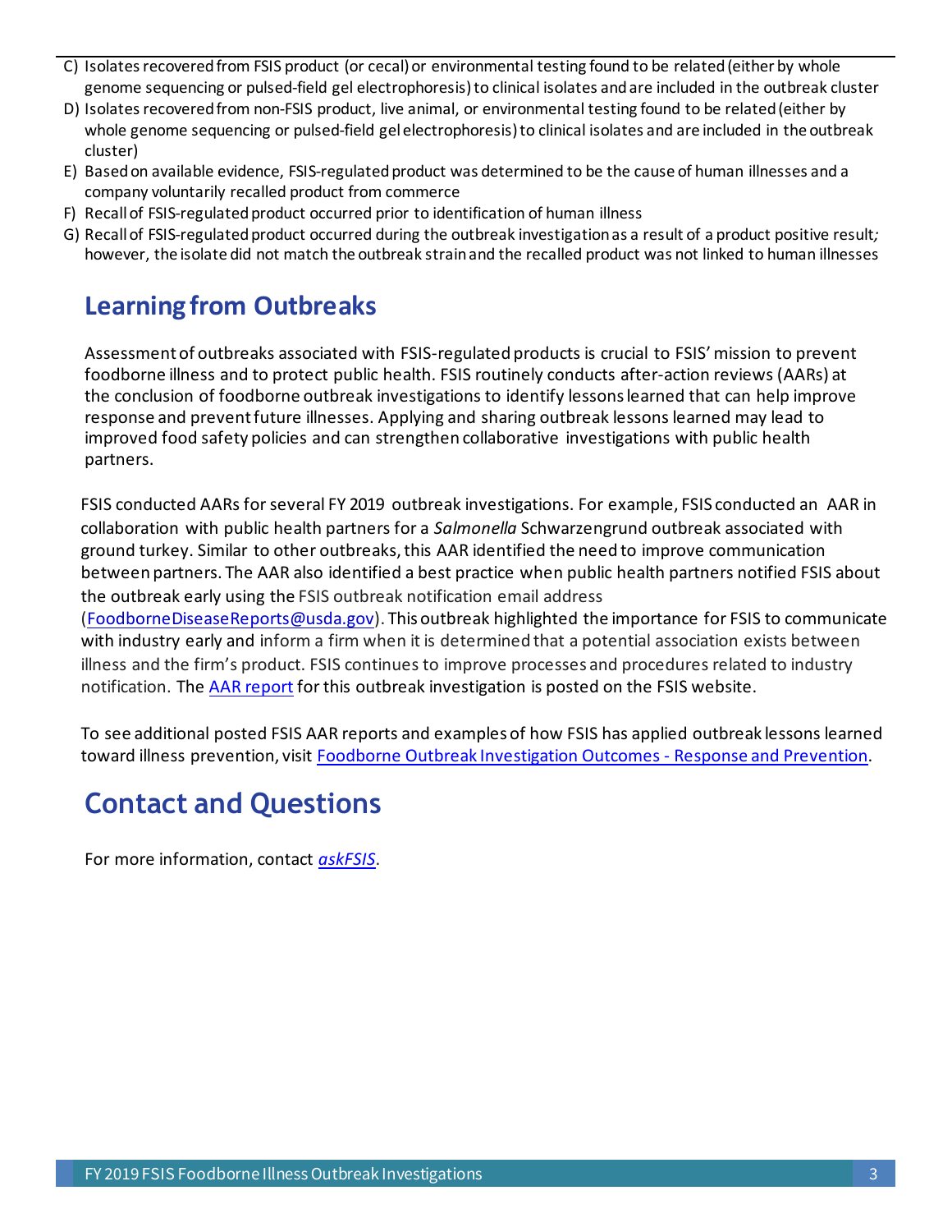C) Isolates recovered from FSIS product (or cecal) or environmental testing found to be related (either by whole genome sequencing or pulsed-field gel electrophoresis) to clinical isolates and are included in the outbreak cluster
D) Isolates recovered from non-FSIS product, live animal, or environmental testing found to be related (either by whole genome sequencing or pulsed-field gel electrophoresis) to clinical isolates and are included in the outbreak cluster)
E) Based on available evidence, FSIS-regulated product was determined to be the cause of human illnesses and a company voluntarily recalled product from commerce
F) Recall of FSIS-regulated product occurred prior to identification of human illness
G) Recall of FSIS-regulated product occurred during the outbreak investigation as a result of a product positive result; however, the isolate did not match the outbreak strain and the recalled product was not linked to human illnesses

## Learning from Outbreaks

Assessment of outbreaks associated with FSIS-regulated products is crucial to FSIS' mission to prevent foodborne illness and to protect public health. FSIS routinely conducts after-action reviews (AARs) at the conclusion of foodborne outbreak investigations to identify lessons learned that can help improve response and prevent future illnesses. Applying and sharing outbreak lessons learned may lead to improved food safety policies and can strengthen collaborative investigations with public health partners.

FSIS conducted AARs for several FY 2019 outbreak investigations. For example, FSIS conducted an AAR in collaboration with public health partners for a *Salmonella* Schwarzengrund outbreak associated with ground turkey. Similar to other outbreaks, this AAR identified the need to improve communication between partners. The AAR also identified a best practice when public health partners notified FSIS about the outbreak early using the FSIS outbreak notification email address (FoodborneDiseaseReports@usda.gov). This outbreak highlighted the importance for FSIS to communicate with industry early and inform a firm when it is determined that a potential association exists between illness and the firm's product. FSIS continues to improve processes and procedures related to industry notification. The AAR report for this outbreak investigation is posted on the FSIS website.

To see additional posted FSIS AAR reports and examples of how FSIS has applied outbreak lessons learned toward illness prevention, visit Foodborne Outbreak Investigation Outcomes - Response and Prevention.

## Contact and Questions

For more information, contact *askFSIS*.